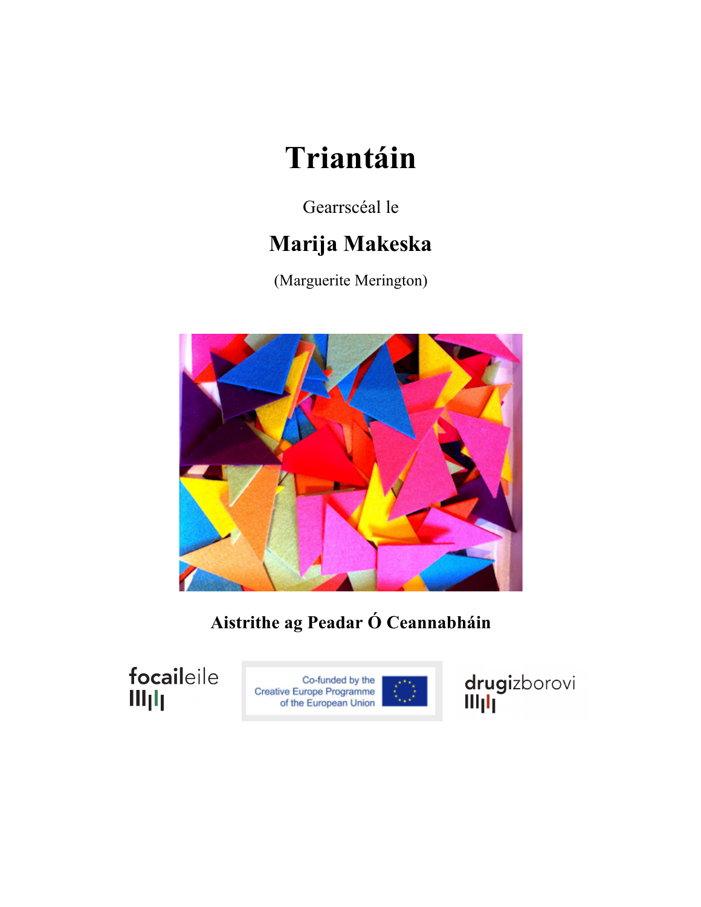# Triantáin

Gearrscéal le

**Marija Makeska**

(Marguerite Merington)

**Aistrithe ag Peadar Ó Ceannabháin**

focaileile

Co-funded by the Creative Europe Programme of the European Union

drugizborovi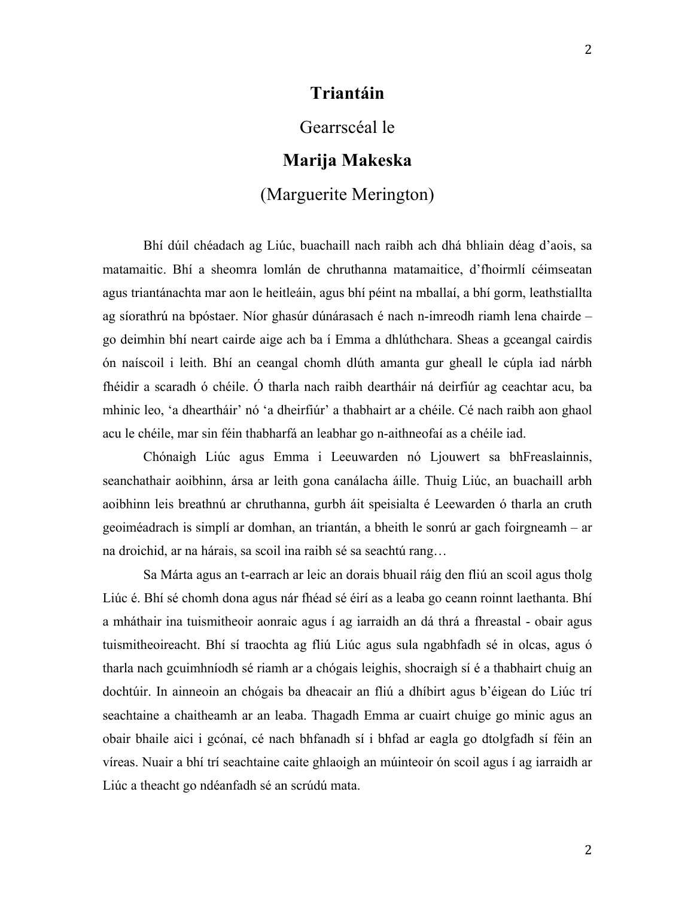# Triantáin

Gearrscéal le

**Marija Makeska**

(Marguerite Merington)

Bhí dúil chéadach ag Liúc, buachaill nach raibh ach dhá bhliain déag d'aois, sa matamaitic. Bhí a sheomra lomlán de chruthanna matamaitice, d'fhoirmlí céimseatan agus triantánachta mar aon le heitleáin, agus bhí péint na mballaí, a bhí gorm, leathstiallta ag síorathrú na bpóstaer. Níor ghasúr dúnárasach é nach n-imreodh riamh lena chairde – go deimhin bhí neart cairde aige ach ba í Emma a dhlúthchara. Sheas a gceangal cairdis ón naíscoil i leith. Bhí an ceangal chomh dlúth amanta gur gheall le cúpla iad nárbh fhéidir a scaradh ó chéile. Ó tharla nach raibh deartháir ná deirfiúr ag ceachtar acu, ba mhinic leo, 'a dheartháir' nó 'a dheirfiúr' a thabhairt ar a chéile. Cé nach raibh aon ghaol acu le chéile, mar sin féin thabharfá an leabhar go n-aithneofaí as a chéile iad.

Chónaigh Liúc agus Emma i Leeuwarden nó Ljouwert sa bhFreaslainnis, seanchathair aoibhinn, ársa ar leith gona canálacha áille. Thuig Liúc, an buachaill arbh aoibhinn leis breathnú ar chruthanna, gurbh áit speisialta é Leewarden ó tharla an cruth geoiméadrach is simplí ar domhan, an triantán, a bheith le sonrú ar gach foirgneamh – ar na droichid, ar na hárais, sa scoil ina raibh sé sa seachtú rang…

Sa Márta agus an t-earrach ar leic an dorais bhuail ráig den fliú an scoil agus tholg Liúc é. Bhí sé chomh dona agus nár fhéad sé éirí as a leaba go ceann roinnt laethanta. Bhí a mháthair ina tuismitheoir aonraic agus í ag iarraidh an dá thrá a fhreastal - obair agus tuismitheoireacht. Bhí sí traochta ag fliú Liúc agus sula ngabhfadh sé in olcas, agus ó tharla nach gcuimhníodh sé riamh ar a chógais leighis, shocraigh sí é a thabhairt chuig an dochtúir. In ainneoin an chógais ba dheacair an fliú a dhíbirt agus b'éigean do Liúc trí seachtaine a chaitheamh ar an leaba. Thagadh Emma ar cuairt chuige go minic agus an obair bhaile aici i gcónaí, cé nach bhfanadh sí i bhfad ar eagla go dtolgfadh sí féin an víreas. Nuair a bhí trí seachtaine caite ghlaoigh an múinteoir ón scoil agus í ag iarraidh ar Liúc a theacht go ndéanfadh sé an scrúdú mata.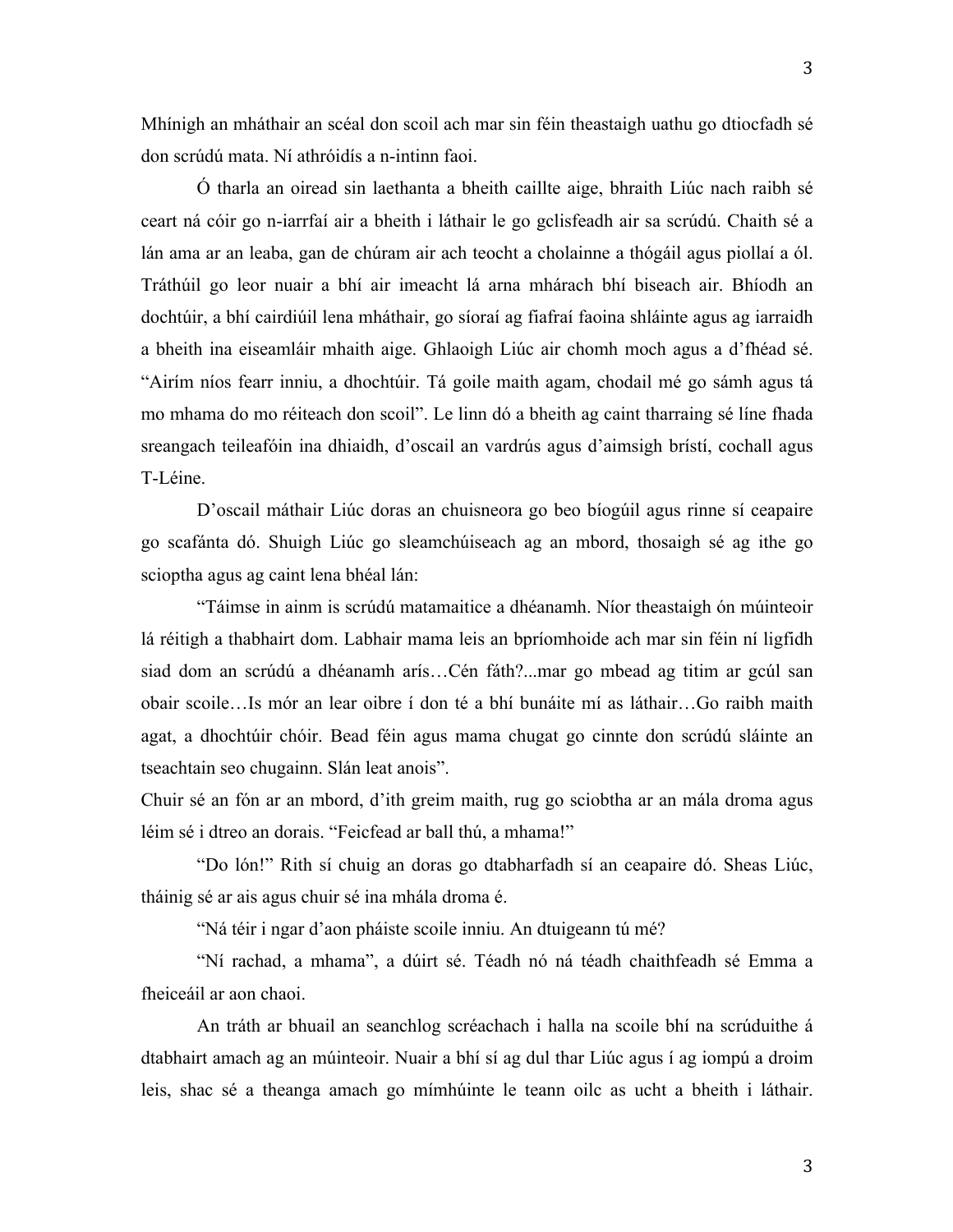Mhínigh an mháthair an scéal don scoil ach mar sin féin theastaigh uathu go dtiocfadh sé don scrúdú mata. Ní athróidís a n-intinn faoi.

Ó tharla an oiread sin laethanta a bheith caillte aige, bhraith Liúc nach raibh sé ceart ná cóir go n-iarrfaí air a bheith i láthair le go gclisfeadh air sa scrúdú. Chaith sé a lán ama ar an leaba, gan de chúram air ach teocht a cholainne a thógáil agus piollaí a ól. Tráthúil go leor nuair a bhí air imeacht lá arna mhárach bhí biseach air. Bhíodh an dochtúir, a bhí cairdiúil lena mháthair, go síoraí ag fiafraí faoina shláinte agus ag iarraidh a bheith ina eiseamláir mhaith aige. Ghlaoigh Liúc air chomh moch agus a d'fhéad sé. "Airím níos fearr inniu, a dhochtúir. Tá goile maith agam, chodail mé go sámh agus tá mo mhama do mo réiteach don scoil". Le linn dó a bheith ag caint tharraing sé líne fhada sreangach teileafóin ina dhiaidh, d'oscail an vardrús agus d'aimsigh brístí, cochall agus T-Léine.

D'oscail máthair Liúc doras an chuisneora go beo bíogúil agus rinne sí ceapaire go scafánta dó. Shuigh Liúc go sleamchúiseach ag an mbord, thosaigh sé ag ithe go sciopthá agus ag caint lena bhéal lán:

"Táimse in ainm is scrúdú matamaitice a dhéanamh. Níor theastaigh ón múinteoir lá réitigh a thabhairt dom. Labhair mama leis an bpríomhoide ach mar sin féin ní ligfidh siad dom an scrúdú a dhéanamh arís…Cén fáth?...mar go mbead ag titim ar gcúl san obair scoile…Is mór an lear oibre í don té a bhí bunáite mí as láthair…Go raibh maith agat, a dhochtúir chóir. Bead féin agus mama chugat go cinnte don scrúdú sláinte an tseachtain seo chugainn. Slán leat anois".

Chuir sé an fón ar an mbord, d'ith greim maith, rug go sciobtha ar an mála droma agus léim sé i dtreo an dorais. "Feicfead ar ball thú, a mhama!"

"Do lón!" Rith sí chuig an doras go dtabharfadh sí an ceapaire dó. Sheas Liúc, tháinig sé ar ais agus chuir sé ina mhála droma é.

"Ná téir i ngar d'aon pháiste scoile inniu. An dtuigeann tú mé?

"Ní rachad, a mhama", a dúirt sé. Téadh nó ná téadh chaithfeadh sé Emma a fheiceáil ar aon chaoi.

An tráth ar bhuail an seanchlog scréachach i halla na scoile bhí na scrúduithe á dtabhairt amach ag an múinteoir. Nuair a bhí sí ag dul thar Liúc agus í ag iompú a droim leis, shac sé a theanga amach go mímhúinte le teann oilc as ucht a bheith i láthair.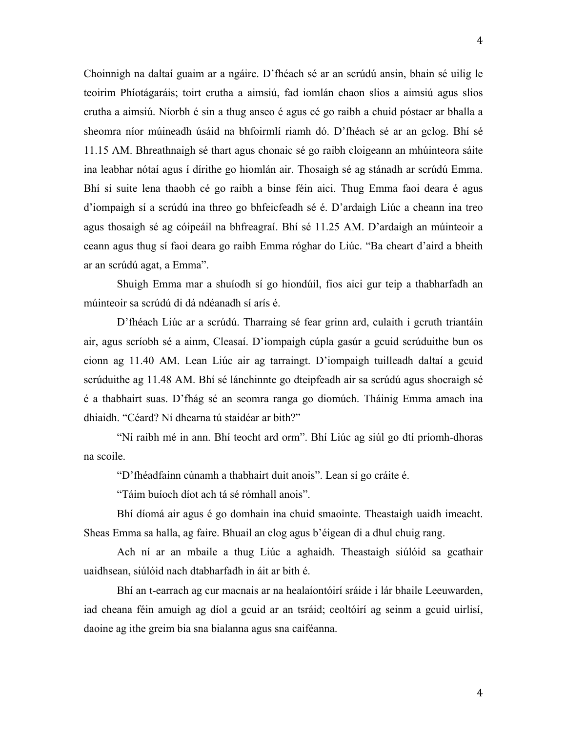Choinnigh na daltaí guaim ar a ngáire. D'fhéach sé ar an scrúdú ansin, bhain sé uilig le teoirim Phíotágaráis; toirt crutha a aimsiú, fad iomlán chaon slios a aimsiú agus slios crutha a aimsiú. Níorbh é sin a thug anseo é agus cé go raibh a chuid póstaer ar bhalla a sheomra níor múineadh úsáid na bhfoirmlí riamh dó. D'fhéach sé ar an gclog. Bhí sé 11.15 AM. Bhreathnaigh sé thart agus chonaic sé go raibh cloigeann an mhúinteora sáite ina leabhar nótaí agus í dírithe go hiomlán air. Thosaigh sé ag stánadh ar scrúdú Emma. Bhí sí suite lena thaobh cé go raibh a binse féin aici. Thug Emma faoi deara é agus d'iompaigh sí a scrúdú ina threo go bhfeicfeadh sé é. D'ardaigh Liúc a cheann ina treo agus thosaigh sé ag cóipeáil na bhfreagraí. Bhí sé 11.25 AM. D'ardaigh an múinteoir a ceann agus thug sí faoi deara go raibh Emma róghar do Liúc. "Ba cheart d'aird a bheith ar an scrúdú agat, a Emma".

Shuigh Emma mar a shuíodh sí go hiondúil, fios aici gur teip a thabharfadh an múinteoir sa scrúdú di dá ndéanadh sí arís é.

D'fhéach Liúc ar a scrúdú. Tharraing sé fear grinn ard, culaith i gcruth triantáin air, agus scríobh sé a ainm, Cleasaí. D'iompaigh cúpla gasúr a gcuid scrúduithe bun os cionn ag 11.40 AM. Lean Liúc air ag tarraingt. D'iompaigh tuilleadh daltaí a gcuid scrúduithe ag 11.48 AM. Bhí sé lánchinnte go dteipfeadh air sa scrúdú agus shocraigh sé é a thabhairt suas. D'fhág sé an seomra ranga go diomúch. Tháinig Emma amach ina dhiaidh. "Céard? Ní dhearna tú staidéar ar bith?"

"Ní raibh mé in ann. Bhí teocht ard orm". Bhí Liúc ag siúl go dtí príomh-dhoras na scoile.

"D'fhéadfainn cúnamh a thabhairt duit anois". Lean sí go cráite é.

"Táim buíoch díot ach tá sé rómhall anois".

Bhí díomá air agus é go domhain ina chuid smaointe. Theastaigh uaidh imeacht. Sheas Emma sa halla, ag faire. Bhuail an clog agus b'éigean di a dhul chuig rang.

Ach ní ar an mbaile a thug Liúc a aghaidh. Theastaigh siúlóid sa gcathair uaidhsean, siúlóid nach dtabharfadh in áit ar bith é.

Bhí an t-earrach ag cur macnais ar na healaíontóirí sráide i lár bhaile Leeuwarden, iad cheana féin amuigh ag díol a gcuid ar an tsráid; ceoltóirí ag seinm a gcuid uirlisí, daoine ag ithe greim bia sna bialanna agus sna caiféanna.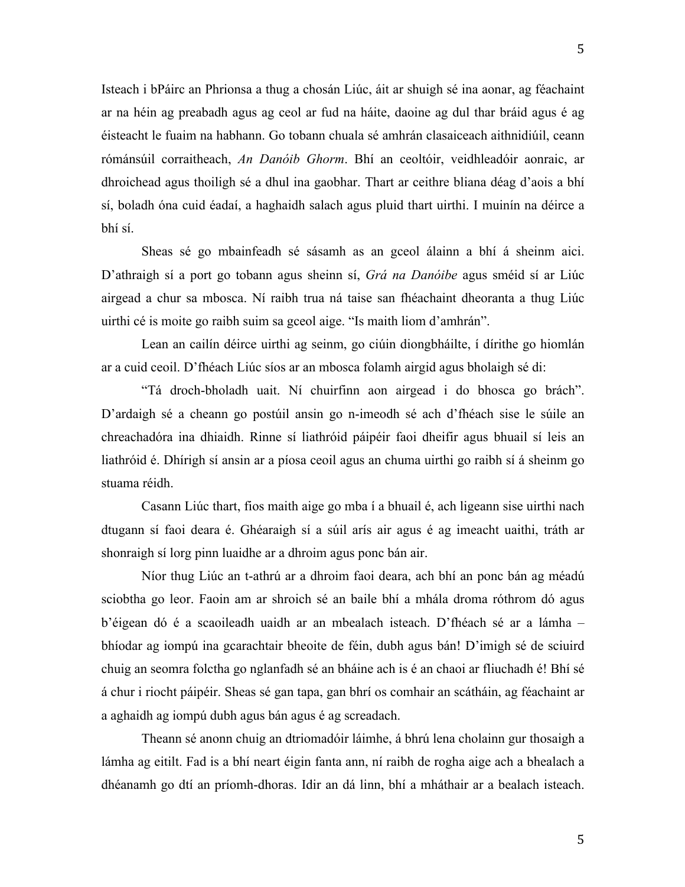Isteach i bPáirc an Phrionsa a thug a chosán Liúc, áit ar shuigh sé ina aonar, ag féachaint ar na héin ag preabadh agus ag ceol ar fud na háite, daoine ag dul thar bráid agus é ag éisteacht le fuaim na habhann. Go tobann chuala sé amhrán clasaiceach aithnidiúil, ceann rómánsúil corraitheach, *An Danóib Ghorm*. Bhí an ceoltóir, veidhleadóir aonraic, ar dhroichead agus thoiligh sé a dhul ina gaobhar. Thart ar ceithre bliana déag d'aois a bhí sí, boladh óna cuid éadaí, a haghaidh salach agus pluid thart uirthi. I muinín na déirce a bhí sí.

Sheas sé go mbainfeadh sé sásamh as an gceol álainn a bhí á sheinm aici. D'athraigh sí a port go tobann agus sheinn sí, *Grá na Danóibe* agus sméid sí ar Liúc airgead a chur sa mbosca. Ní raibh trua ná taise san fhéachaint dheoranta a thug Liúc uirthi cé is moite go raibh suim sa gceol aige. "Is maith liom d'amhrán".

Lean an cailín déirce uirthi ag seinm, go ciúin diongbháilte, í dírithe go hiomlán ar a cuid ceoil. D'fhéach Liúc síos ar an mbosca folamh airgid agus bholaigh sé di:

"Tá droch-bholadh uait. Ní chuirfinn aon airgead i do bhosca go brách". D'ardaigh sé a cheann go postúil ansin go n-imeodh sé ach d'fhéach sise le súile an chreachadóra ina dhiaidh. Rinne sí liathróid páipéir faoi dheifir agus bhuail sí leis an liathróid é. Dhírigh sí ansin ar a píosa ceoil agus an chuma uirthi go raibh sí á sheinm go stuama réidh.

Casann Liúc thart, fios maith aige go mba í a bhuail é, ach ligeann sise uirthi nach dtugann sí faoi deara é. Ghéaraigh sí a súil arís air agus é ag imeacht uaithi, tráth ar shonraigh sí lorg pinn luaidhe ar a dhroim agus ponc bán air.

Níor thug Liúc an t-athrú ar a dhroim faoi deara, ach bhí an ponc bán ag méadú sciobtha go leor. Faoin am ar shroich sé an baile bhí a mhála droma róthrom dó agus b'éigean dó é a scaoileadh uaidh ar an mbealach isteach. D'fhéach sé ar a lámha – bhíodar ag iompú ina gcarachtair bheoite de féin, dubh agus bán! D'imigh sé de sciuird chuig an seomra folctha go nglanfadh sé an bháine ach is é an chaoi ar fliuchadh é! Bhí sé á chur i riocht páipéir. Sheas sé gan tapa, gan bhrí os comhair an scátháin, ag féachaint ar a aghaidh ag iompú dubh agus bán agus é ag screadach.

Theann sé anonn chuig an dtriomadóir láimhe, á bhrú lena cholainn gur thosaigh a lámha ag eitilt. Fad is a bhí neart éigin fanta ann, ní raibh de rogha aige ach a bhealach a dhéanamh go dtí an príomh-dhoras. Idir an dá linn, bhí a mháthair ar a bealach isteach.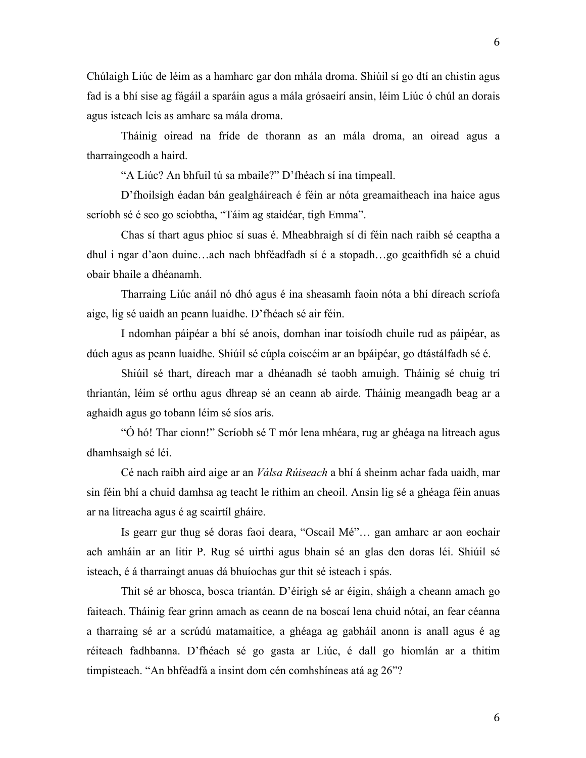Chúlaigh Liúc de léim as a hamharc gar don mhála droma. Shiúil sí go dtí an chistin agus fad is a bhí sise ag fágáil a sparáin agus a mála grósaeirí ansin, léim Liúc ó chúl an dorais agus isteach leis as amharc sa mála droma.

Tháinig oiread na fríde de thorann as an mála droma, an oiread agus a tharraingeodh a haird.

"A Liúc? An bhfuil tú sa mbaile?" D'fhéach sí ina timpeall.

D'fhoilsigh éadan bán gealgháireach é féin ar nóta greamaitheach ina haice agus scríobh sé é seo go sciobtha, "Táim ag staidéar, tigh Emma".

Chas sí thart agus phioc sí suas é. Mheabhraigh sí di féin nach raibh sé ceaptha a dhul i ngar d'aon duine…ach nach bhféadfadh sí é a stopadh…go gcaithfidh sé a chuid obair bhaile a dhéanamh.

Tharraing Liúc anáil nó dhó agus é ina sheasamh faoin nóta a bhí díreach scríofa aige, lig sé uaidh an peann luaidhe. D'fhéach sé air féin.

I ndomhan páipéar a bhí sé anois, domhan inar toisíodh chuile rud as páipéar, as dúch agus as peann luaidhe. Shiúil sé cúpla coiscéim ar an bpáipéar, go dtástálfadh sé é.

Shiúil sé thart, díreach mar a dhéanadh sé taobh amuigh. Tháinig sé chuig trí thriantán, léim sé orthu agus dhreap sé an ceann ab airde. Tháinig meangadh beag ar a aghaidh agus go tobann léim sé síos arís.

"Ó hó! Thar cionn!" Scríobh sé T mór lena mhéara, rug ar ghéaga na litreach agus dhamhsaigh sé léi.

Cé nach raibh aird aige ar an *Válsa Rúiseach* a bhí á sheinm achar fada uaidh, mar sin féin bhí a chuid damhsa ag teacht le rithim an cheoil. Ansin lig sé a ghéaga féin anuas ar na litreacha agus é ag scairtíl gháire.

Is gearr gur thug sé doras faoi deara, "Oscail Mé"… gan amharc ar aon eochair ach amháin ar an litir P. Rug sé uirthi agus bhain sé an glas den doras léi. Shiúil sé isteach, é á tharraingt anuas dá bhuíochas gur thit sé isteach i spás.

Thit sé ar bhosca, bosca triantán. D'éirigh sé ar éigin, sháigh a cheann amach go faiteach. Tháinig fear grinn amach as ceann de na boscaí lena chuid nótaí, an fear céanna a tharraing sé ar a scrúdú matamaitice, a ghéaga ag gabháil anonn is anall agus é ag réiteach fadhbanna. D'fhéach sé go gasta ar Liúc, é dall go hiomlán ar a thitim timpisteach. "An bhféadfá a insint dom cén comhshíneas atá ag 26"?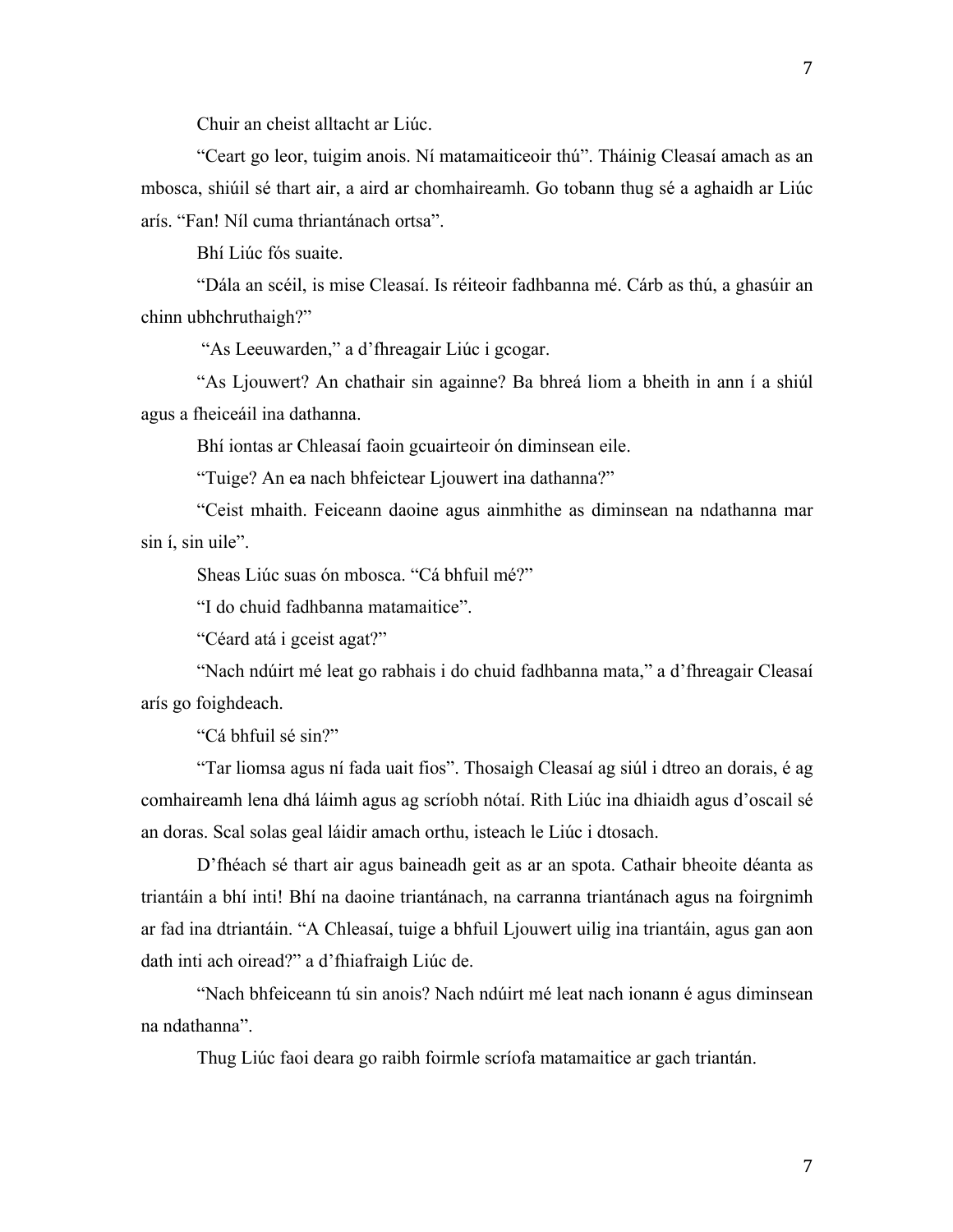Chuir an cheist alltacht ar Liúc.

"Ceart go leor, tuigim anois. Ní matamaiticeoir thú". Tháinig Cleasaí amach as an mbosca, shiúil sé thart air, a aird ar chomhaireamh. Go tobann thug sé a aghaidh ar Liúc arís. "Fan! Níl cuma thriantánach ortsa".

Bhí Liúc fós suaite.

"Dála an scéil, is mise Cleasaí. Is réiteoir fadhbanna mé. Cárb as thú, a ghasúir an chinn ubhchruthaigh?"

"As Leeuwarden," a d'fhreagair Liúc i gcogar.

"As Ljouwert? An chathair sin againne? Ba bhreá liom a bheith in ann í a shiúl agus a fheiceáil ina dathanna.

Bhí iontas ar Chleasaí faoin gcuairteoir ón diminsean eile.

"Tuige? An ea nach bhfeictear Ljouwert ina dathanna?"

"Ceist mhaith. Feiceann daoine agus ainmhithe as diminsean na ndathanna mar sin í, sin uile".

Sheas Liúc suas ón mbosca. "Cá bhfuil mé?"

"I do chuid fadhbanna matamaitice".

"Céard atá i gceist agat?"

"Nach ndúirt mé leat go rabhais i do chuid fadhbanna mata," a d'fhreagair Cleasaí arís go foighdeach.

"Cá bhfuil sé sin?"

"Tar liomsa agus ní fada uait fios". Thosaigh Cleasaí ag siúl i dtreo an dorais, é ag comhaireamh lena dhá láimh agus ag scríobh nótaí. Rith Liúc ina dhiaidh agus d'oscail sé an doras. Scal solas geal láidir amach orthu, isteach le Liúc i dtosach.

D'fhéach sé thart air agus baineadh geit as ar an spota. Cathair bheoite déanta as triantáin a bhí inti! Bhí na daoine triantánach, na carranna triantánach agus na foirgnimh ar fad ina dtriantáin. "A Chleasaí, tuige a bhfuil Ljouwert uilig ina triantáin, agus gan aon dath inti ach oiread?" a d'fhiafraigh Liúc de.

"Nach bhfeiceann tú sin anois? Nach ndúirt mé leat nach ionann é agus diminsean na ndathanna".

Thug Liúc faoi deara go raibh foirmle scríofa matamaitice ar gach triantán.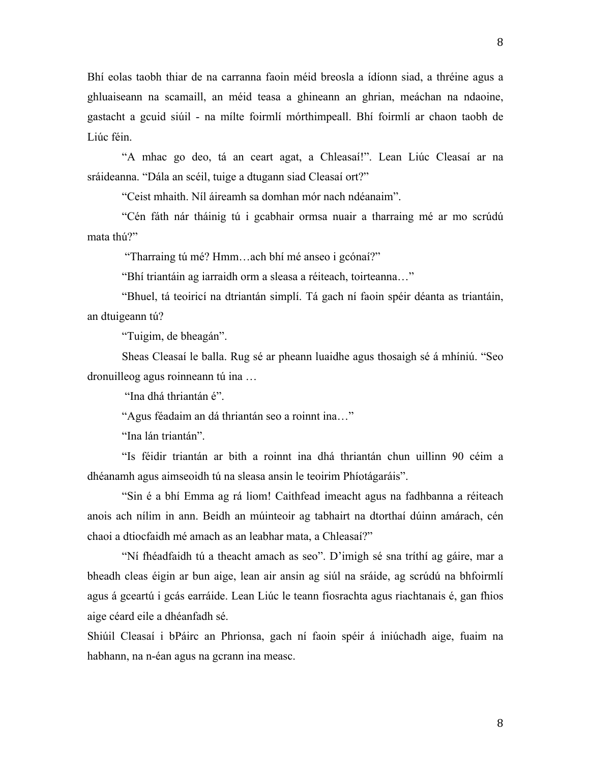Bhí eolas taobh thiar de na carranna faoin méid breosla a ídíonn siad, a thréine agus a ghluaiseann na scamaill, an méid teasa a ghineann an ghrian, meáchan na ndaoine, gastacht a gcuid siúil - na mílte foirmlí mórthimpeall. Bhí foirmlí ar chaon taobh de Liúc féin.

"A mhac go deo, tá an ceart agat, a Chleasaí!". Lean Liúc Cleasaí ar na sráideanna. "Dála an scéil, tuige a dtugann siad Cleasaí ort?"

"Ceist mhaith. Níl áireamh sa domhan mór nach ndéanaim".

"Cén fáth nár tháinig tú i gcabhair ormsa nuair a tharraing mé ar mo scrúdú mata thú?"

"Tharraing tú mé? Hmm…ach bhí mé anseo i gcónaí?"

"Bhí triantáin ag iarraidh orm a sleasa a réiteach, toirteanna…"

"Bhuel, tá teoiricí na dtriantán simplí. Tá gach ní faoin spéir déanta as triantáin, an dtuigeann tú?

"Tuigim, de bheagán".

Sheas Cleasaí le balla. Rug sé ar pheann luaidhe agus thosaigh sé á mhíniú. "Seo dronuilleog agus roinneann tú ina …

"Ina dhá thriantán é".

"Agus féadaim an dá thriantán seo a roinnt ina…"

"Ina lán triantán".

"Is féidir triantán ar bith a roinnt ina dhá thriantán chun uillinn 90 céim a dhéanamh agus aimseoidh tú na sleasa ansin le teoirim Phíotágaráis".

"Sin é a bhí Emma ag rá liom! Caithfead imeacht agus na fadhbanna a réiteach anois ach nílim in ann. Beidh an múinteoir ag tabhairt na dtorthaí dúinn amárach, cén chaoi a dtiocfaidh mé amach as an leabhar mata, a Chleasaí?"

"Ní fhéadfaidh tú a theacht amach as seo". D'imigh sé sna tríthí ag gáire, mar a bheadh cleas éigin ar bun aige, lean air ansin ag siúl na sráide, ag scrúdú na bhfoirmlí agus á gceartú i gcás earráide. Lean Liúc le teann fiosrachta agus riachtanais é, gan fhios aige céard eile a dhéanfadh sé.

Shiúil Cleasaí i bPáirc an Phrionsa, gach ní faoin spéir á iniúchadh aige, fuaim na habhann, na n-éan agus na gcrann ina measc.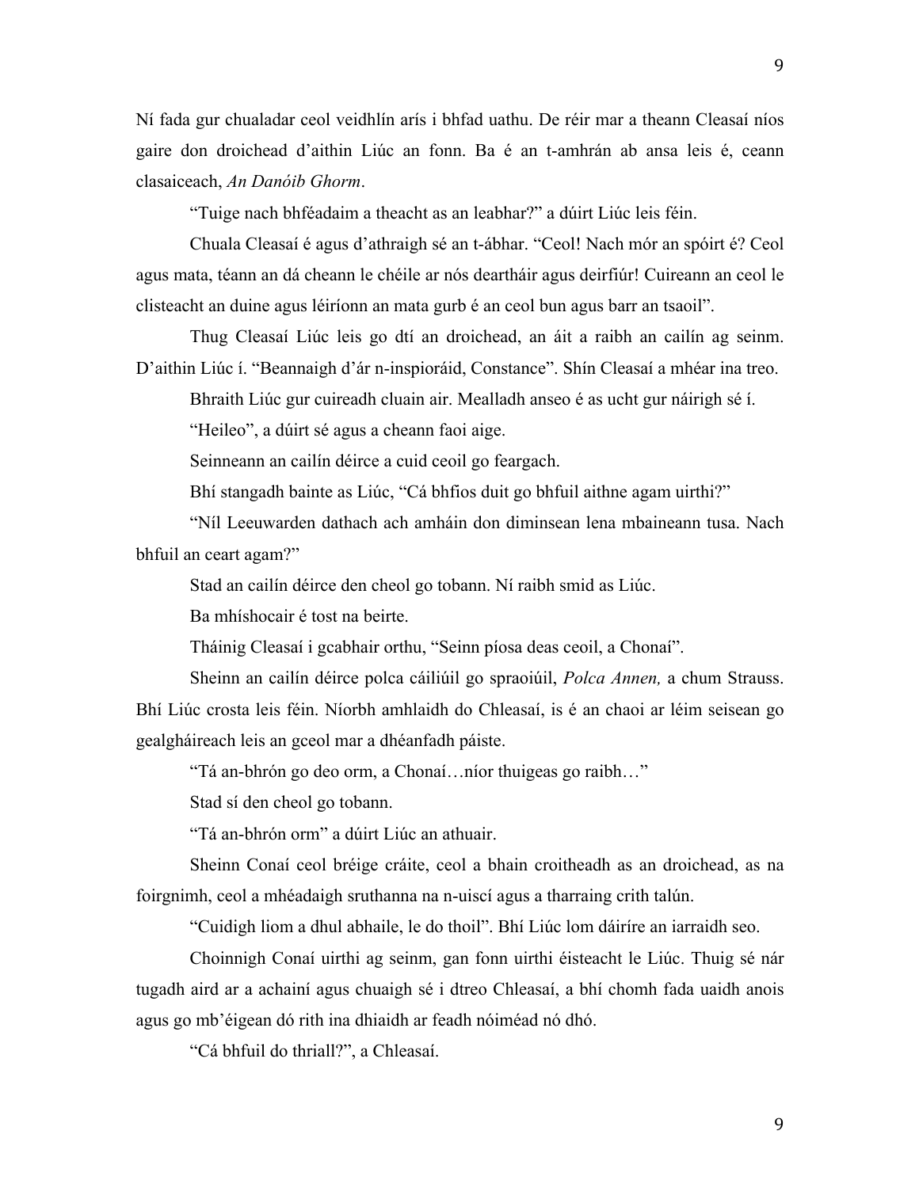Ní fada gur chualadar ceol veidhlín arís i bhfad uathu. De réir mar a theann Cleasaí níos gaire don droichead d'aithin Liúc an fonn. Ba é an t-amhrán ab ansa leis é, ceann clasaiceach, *An Danóib Ghorm*.

"Tuige nach bhféadaim a theacht as an leabhar?" a dúirt Liúc leis féin.

Chuala Cleasaí é agus d'athraigh sé an t-ábhar. "Ceol! Nach mór an spóirt é? Ceol agus mata, téann an dá cheann le chéile ar nós deartháir agus deirfiúr! Cuireann an ceol le clisteacht an duine agus léiríonn an mata gurb é an ceol bun agus barr an tsaoil".

Thug Cleasaí Liúc leis go dtí an droichead, an áit a raibh an cailín ag seinm. D'aithin Liúc í. "Beannaigh d'ár n-inspioráid, Constance". Shín Cleasaí a mhéar ina treo.

Bhraith Liúc gur cuireadh cluain air. Mealladh anseo é as ucht gur náirigh sé í.

"Heileo", a dúirt sé agus a cheann faoi aige.

Seinneann an cailín déirce a cuid ceoil go feargach.

Bhí stangadh bainte as Liúc, "Cá bhfios duit go bhfuil aithne agam uirthi?"

"Níl Leeuwarden dathach ach amháin don diminsean lena mbaineann tusa. Nach bhfuil an ceart agam?"

Stad an cailín déirce den cheol go tobann. Ní raibh smid as Liúc.

Ba mhíshocair é tost na beirte.

Tháinig Cleasaí i gcabhair orthu, "Seinn píosa deas ceoil, a Chonaí".

Sheinn an cailín déirce polca cáiliúil go spraoiúil, *Polca Annen,* a chum Strauss. Bhí Liúc crosta leis féin. Níorbh amhlaidh do Chleasaí, is é an chaoi ar léim seisean go gealgháireach leis an gceol mar a dhéanfadh páiste.

"Tá an-bhrón go deo orm, a Chonaí…níor thuigeas go raibh…"

Stad sí den cheol go tobann.

"Tá an-bhrón orm" a dúirt Liúc an athuair.

Sheinn Conaí ceol bréige cráite, ceol a bhain croitheadh as an droichead, as na foirgnimh, ceol a mhéadaigh sruthanna na n-uiscí agus a tharraing crith talún.

"Cuidigh liom a dhul abhaile, le do thoil". Bhí Liúc lom dáiríre an iarraidh seo.

Choinnigh Conaí uirthi ag seinm, gan fonn uirthi éisteacht le Liúc. Thuig sé nár tugadh aird ar a achainí agus chuaigh sé i dtreo Chleasaí, a bhí chomh fada uaidh anois agus go mb'éigean dó rith ina dhiaidh ar feadh nóiméad nó dhó.

"Cá bhfuil do thriall?", a Chleasaí.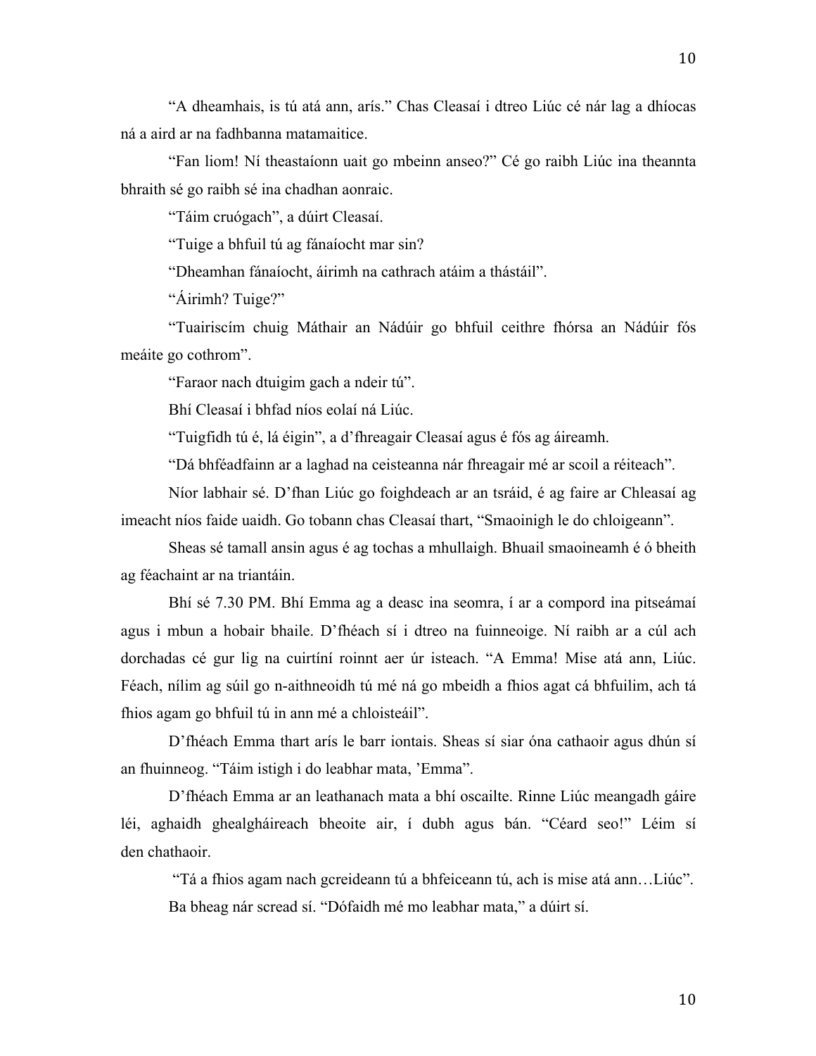“A dheamhais, is tú atá ann, arís.” Chas Cleasaí i dtreo Liúc cé nár lag a dhíocas ná a aird ar na fadhbanna matamaitice.

“Fan liom! Ní theastaíonn uait go mbeinn anseo?” Cé go raibh Liúc ina theannta bhraith sé go raibh sé ina chadhan aonraic.

“Táim cruógach”, a dúirt Cleasaí.

“Tuige a bhfuil tú ag fánaíocht mar sin?

“Dheamhan fánaíocht, áirimh na cathrach atáim a thástáil”.

“Áirimh? Tuige?”

“Tuairiscím chuig Máthair an Nádúir go bhfuil ceithre fhórsa an Nádúir fós meáite go cothrom”.

“Faraor nach dtuigim gach a ndeir tú”.

Bhí Cleasaí i bhfad níos eolaí ná Liúc.

“Tuigfidh tú é, lá éigin”, a d’fhreagair Cleasaí agus é fós ag áireamh.

“Dá bhféadfainn ar a laghad na ceisteanna nár fhreagair mé ar scoil a réiteach”.

Níor labhair sé. D’fhan Liúc go foighdeach ar an tsráid, é ag faire ar Chleasaí ag imeacht níos faide uaidh. Go tobann chas Cleasaí thart, “Smaoinigh le do chloigeann”.

Sheas sé tamall ansin agus é ag tochas a mhullaigh. Bhuail smaoineamh é ó bheith ag féachaint ar na triantáin.

Bhí sé 7.30 PM. Bhí Emma ag a deasc ina seomra, í ar a compord ina pitseámaí agus i mbun a hobair bhaile. D’fhéach sí i dtreo na fuinneoige. Ní raibh ar a cúl ach dorchadas cé gur lig na cuirtíní roinnt aer úr isteach. “A Emma! Mise atá ann, Liúc. Féach, nílim ag súil go n-aithneoidh tú mé ná go mbeidh a fhios agat cá bhfuilim, ach tá fhios agam go bhfuil tú in ann mé a chloisteáil”.

D’fhéach Emma thart arís le barr iontais. Sheas sí siar óna cathaoir agus dhún sí an fhuinneog. “Táim istigh i do leabhar mata, ’Emma”.

D’fhéach Emma ar an leathanach mata a bhí oscailte. Rinne Liúc meangadh gáire léi, aghaidh ghealgháireach bheoite air, í dubh agus bán. “Céard seo!” Léim sí den chathaoir.

“Tá a fhios agam nach gcreideann tú a bhfeiceann tú, ach is mise atá ann…Liúc”.

Ba bheag nár scread sí. “Dófaidh mé mo leabhar mata,” a dúirt sí.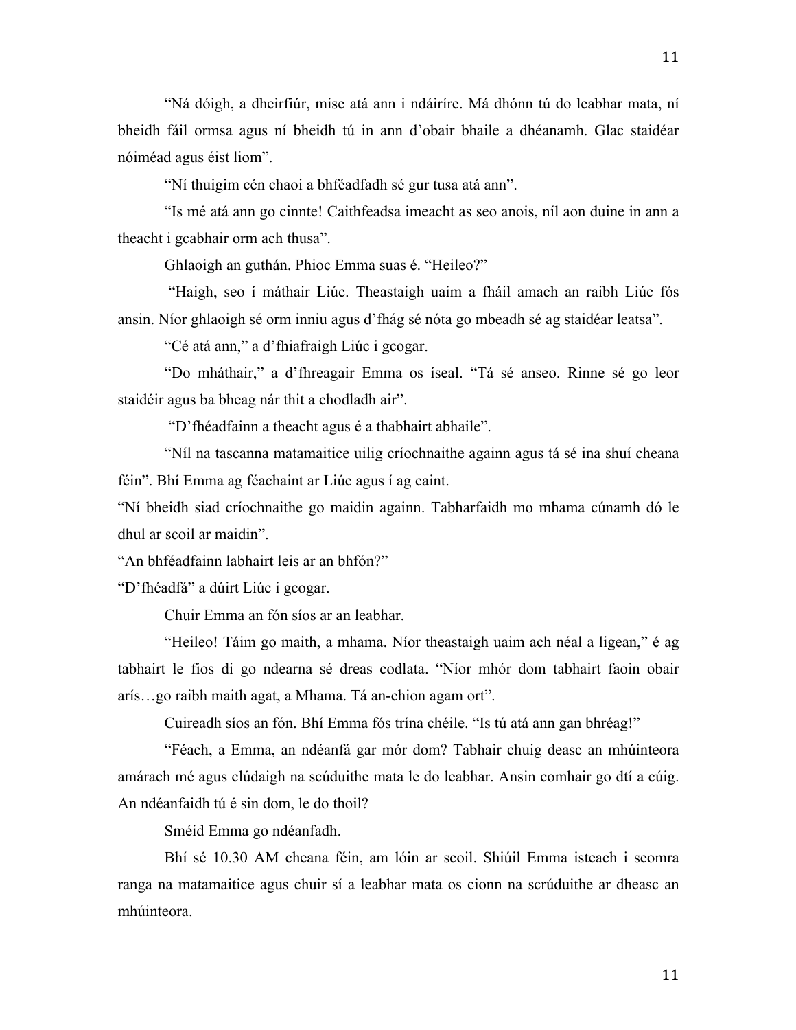"Ná dóigh, a dheirfiúr, mise atá ann i ndáiríre. Má dhónn tú do leabhar mata, ní bheidh fáil ormsa agus ní bheidh tú in ann d'obair bhaile a dhéanamh. Glac staidéar nóiméad agus éist liom".

"Ní thuigim cén chaoi a bhféadfadh sé gur tusa atá ann".

"Is mé atá ann go cinnte! Caithfeadsa imeacht as seo anois, níl aon duine in ann a theacht i gcabhair orm ach thusa".

Ghlaoigh an guthán. Phioc Emma suas é. "Heileo?"

"Haigh, seo í máthair Liúc. Theastaigh uaim a fháil amach an raibh Liúc fós ansin. Níor ghlaoigh sé orm inniu agus d'fhág sé nóta go mbeadh sé ag staidéar leatsa".

"Cé atá ann," a d'fhiafraigh Liúc i gcogar.

"Do mháthair," a d'fhreagair Emma os íseal. "Tá sé anseo. Rinne sé go leor staidéir agus ba bheag nár thit a chodladh air".

"D'fhéadfainn a theacht agus é a thabhairt abhaile".

"Níl na tascanna matamaitice uilig críochnaithe againn agus tá sé ina shuí cheana féin". Bhí Emma ag féachaint ar Liúc agus í ag caint.

"Ní bheidh siad críochnaithe go maidin againn. Tabharfaidh mo mhama cúnamh dó le dhul ar scoil ar maidin".

"An bhféadfainn labhairt leis ar an bhfón?"

"D'fhéadfá" a dúirt Liúc i gcogar.

Chuir Emma an fón síos ar an leabhar.

"Heileo! Táim go maith, a mhama. Níor theastaigh uaim ach néal a ligean," é ag tabhairt le fios di go ndearna sé dreas codlata. "Níor mhór dom tabhairt faoin obair arís…go raibh maith agat, a Mhama. Tá an-chion agam ort".

Cuireadh síos an fón. Bhí Emma fós trína chéile. "Is tú atá ann gan bhréag!"

"Féach, a Emma, an ndéanfá gar mór dom? Tabhair chuig deasc an mhúinteora amárach mé agus clúdaigh na scrúduithe mata le do leabhar. Ansin comhair go dtí a cúig. An ndéanfaidh tú é sin dom, le do thoil?

Sméid Emma go ndéanfadh.

Bhí sé 10.30 AM cheana féin, am lóin ar scoil. Shiúil Emma isteach i seomra ranga na matamaitice agus chuir sí a leabhar mata os cionn na scrúduithe ar dheasc an mhúinteora.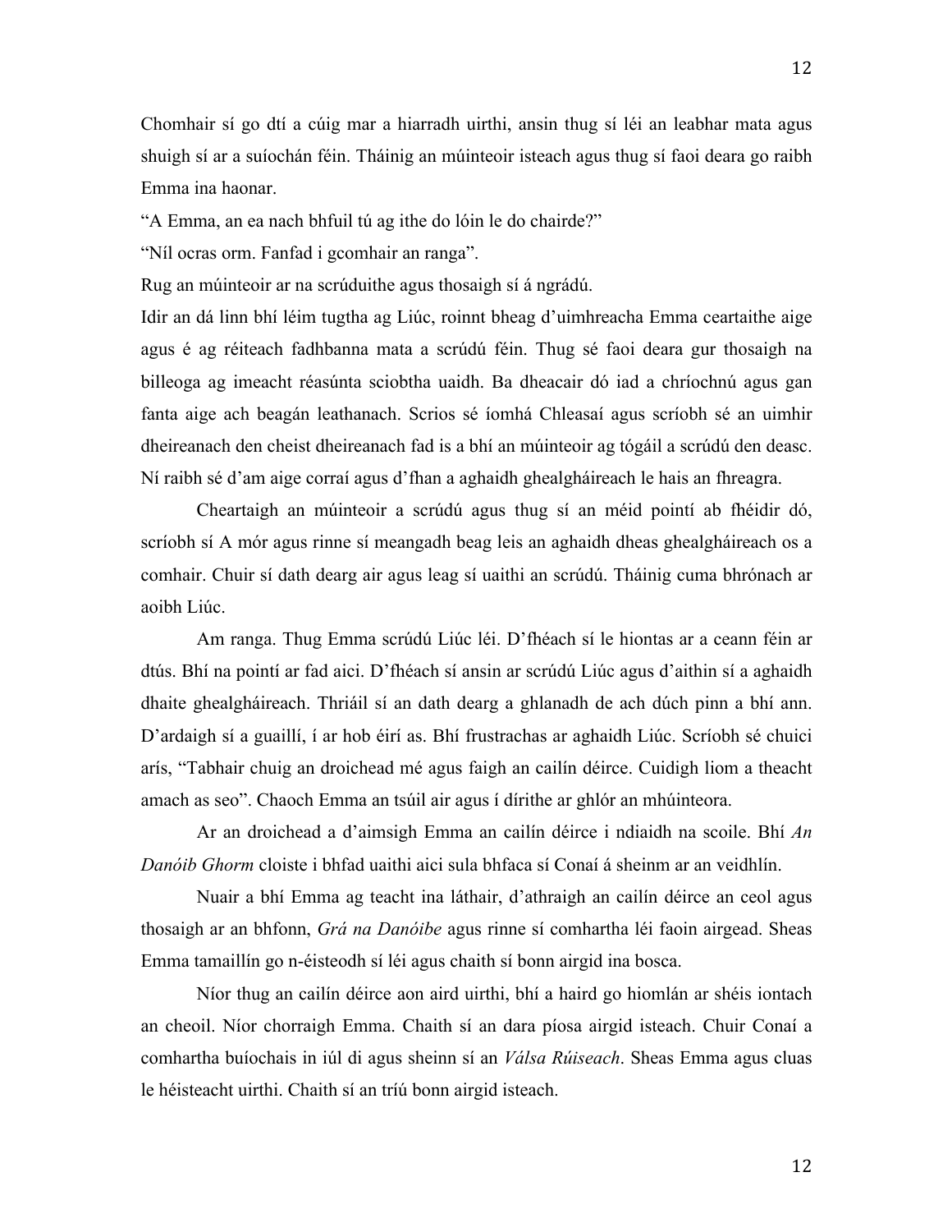Chomhair sí go dtí a cúig mar a hiarradh uirthi, ansin thug sí léi an leabhar mata agus shuigh sí ar a suíochán féin. Tháinig an múinteoir isteach agus thug sí faoi deara go raibh Emma ina haonar.

"A Emma, an ea nach bhfuil tú ag ithe do lóin le do chairde?"

"Níl ocras orm. Fanfad i gcomhair an ranga".

Rug an múinteoir ar na scrúduithe agus thosaigh sí á ngrádú.

Idir an dá linn bhí léim tugtha ag Liúc, roinnt bheag d'uimhreacha Emma ceartaithe aige agus é ag réiteach fadhbanna mata a scrúdú féin. Thug sé faoi deara gur thosaigh na billeoga ag imeacht réasúnta sciobtha uaidh. Ba dheacair dó iad a chríochnú agus gan fanta aige ach beagán leathanach. Scrios sé íomhá Chleasaí agus scríobh sé an uimhir dheireanach den cheist dheireanach fad is a bhí an múinteoir ag tógáil a scrúdú den deasc. Ní raibh sé d'am aige corraí agus d'fhan a aghaidh ghealgháireach le hais an fhreagra.

Cheartaigh an múinteoir a scrúdú agus thug sí an méid pointí ab fhéidir dó, scríobh sí A mór agus rinne sí meangadh beag leis an aghaidh dheas ghealgháireach os a comhair. Chuir sí dath dearg air agus leag sí uaithi an scrúdú. Tháinig cuma bhrónach ar aoibh Liúc.

Am ranga. Thug Emma scrúdú Liúc léi. D'fhéach sí le hiontas ar a ceann féin ar dtús. Bhí na pointí ar fad aici. D'fhéach sí ansin ar scrúdú Liúc agus d'aithin sí a aghaidh dhaite ghealgháireach. Thriáil sí an dath dearg a ghlanadh de ach dúch pinn a bhí ann. D'ardaigh sí a guaillí, í ar hob éirí as. Bhí frustrachas ar aghaidh Liúc. Scríobh sé chuici arís, "Tabhair chuig an droichead mé agus faigh an cailín déirce. Cuidigh liom a theacht amach as seo". Chaoch Emma an tsúil air agus í dírithe ar ghlór an mhúinteora.

Ar an droichead a d'aimsigh Emma an cailín déirce i ndiaidh na scoile. Bhí *An Danóib Ghorm* cloiste i bhfad uaithi aici sula bhfaca sí Conaí á sheinm ar an veidhlín.

Nuair a bhí Emma ag teacht ina láthair, d'athraigh an cailín déirce an ceol agus thosaigh ar an bhfonn, *Grá na Danóibe* agus rinne sí comhartha léi faoin airgead. Sheas Emma tamaillín go n-éisteodh sí léi agus chaith sí bonn airgid ina bosca.

Níor thug an cailín déirce aon aird uirthi, bhí a haird go hiomlán ar shéis iontach an cheoil. Níor chorraigh Emma. Chaith sí an dara píosa airgid isteach. Chuir Conaí a comhartha buíochais in iúl di agus sheinn sí an *Válsa Rúiseach*. Sheas Emma agus cluas le héisteacht uirthi. Chaith sí an tríú bonn airgid isteach.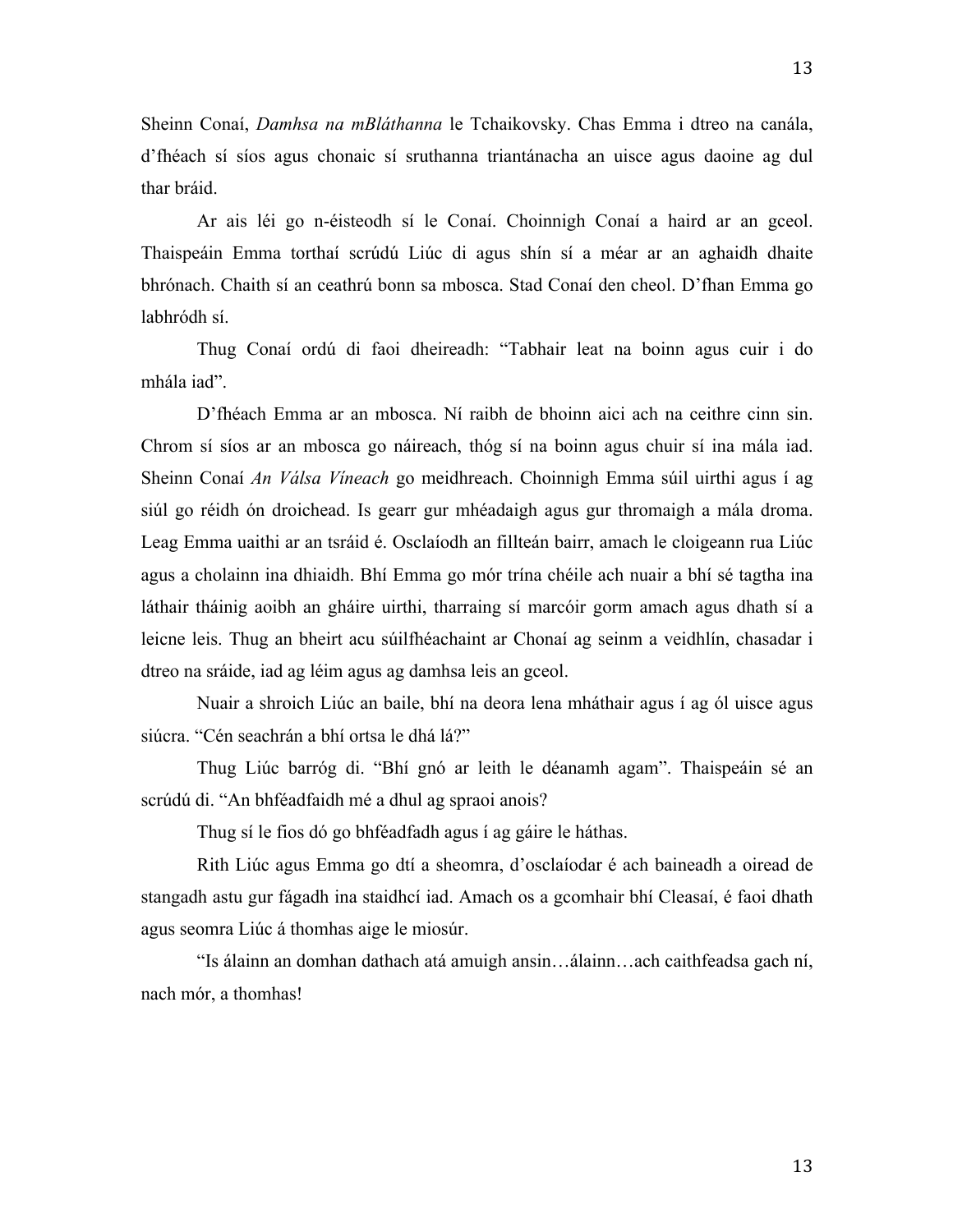Sheinn Conaí, *Damhsa na mBláthanna* le Tchaikovsky. Chas Emma i dtreo na canála, d'fhéach sí síos agus chonaic sí sruthanna triantánacha an uisce agus daoine ag dul thar bráid.

Ar ais léi go n-éisteodh sí le Conaí. Choinnigh Conaí a haird ar an gceol. Thaispeáin Emma torthaí scrúdú Liúc di agus shín sí a méar ar an aghaidh dhaite bhrónach. Chaith sí an ceathrú bonn sa mbosca. Stad Conaí den cheol. D'fhan Emma go labhródh sí.

Thug Conaí ordú di faoi dheireadh: "Tabhair leat na boinn agus cuir i do mhála iad".

D'fhéach Emma ar an mbosca. Ní raibh de bhoinn aici ach na ceithre cinn sin. Chrom sí síos ar an mbosca go náireach, thóg sí na boinn agus chuir sí ina mála iad. Sheinn Conaí *An Válsa Víneach* go meidhreach. Choinnigh Emma súil uirthi agus í ag siúl go réidh ón droichead. Is gearr gur mhéadaigh agus gur thromaigh a mála droma. Leag Emma uaithi ar an tsráid é. Osclaíodh an fillteán bairr, amach le cloigeann rua Liúc agus a cholainn ina dhiaidh. Bhí Emma go mór trína chéile ach nuair a bhí sé tagtha ina láthair tháinig aoibh an gháire uirthi, tharraing sí marcóir gorm amach agus dhath sí a leicne leis. Thug an bheirt acu súilfhéachaint ar Chonaí ag seinm a veidhlín, chasadar i dtreo na sráide, iad ag léim agus ag damhsa leis an gceol.

Nuair a shroich Liúc an baile, bhí na deora lena mháthair agus í ag ól uisce agus siúcra. "Cén seachrán a bhí ortsa le dhá lá?"

Thug Liúc barróg di. "Bhí gnó ar leith le déanamh agam". Thaispeáin sé an scrúdú di. "An bhféadfaidh mé a dhul ag spraoi anois?

Thug sí le fios dó go bhféadfadh agus í ag gáire le háthas.

Rith Liúc agus Emma go dtí a sheomra, d'osclaíodar é ach baineadh a oiread de stangadh astu gur fágadh ina staidhcí iad. Amach os a gcomhair bhí Cleasaí, é faoi dhath agus seomra Liúc á thomhas aige le miosúr.

"Is álainn an domhan dathach atá amuigh ansin…álainn…ach caithfeadsa gach ní, nach mór, a thomhas!